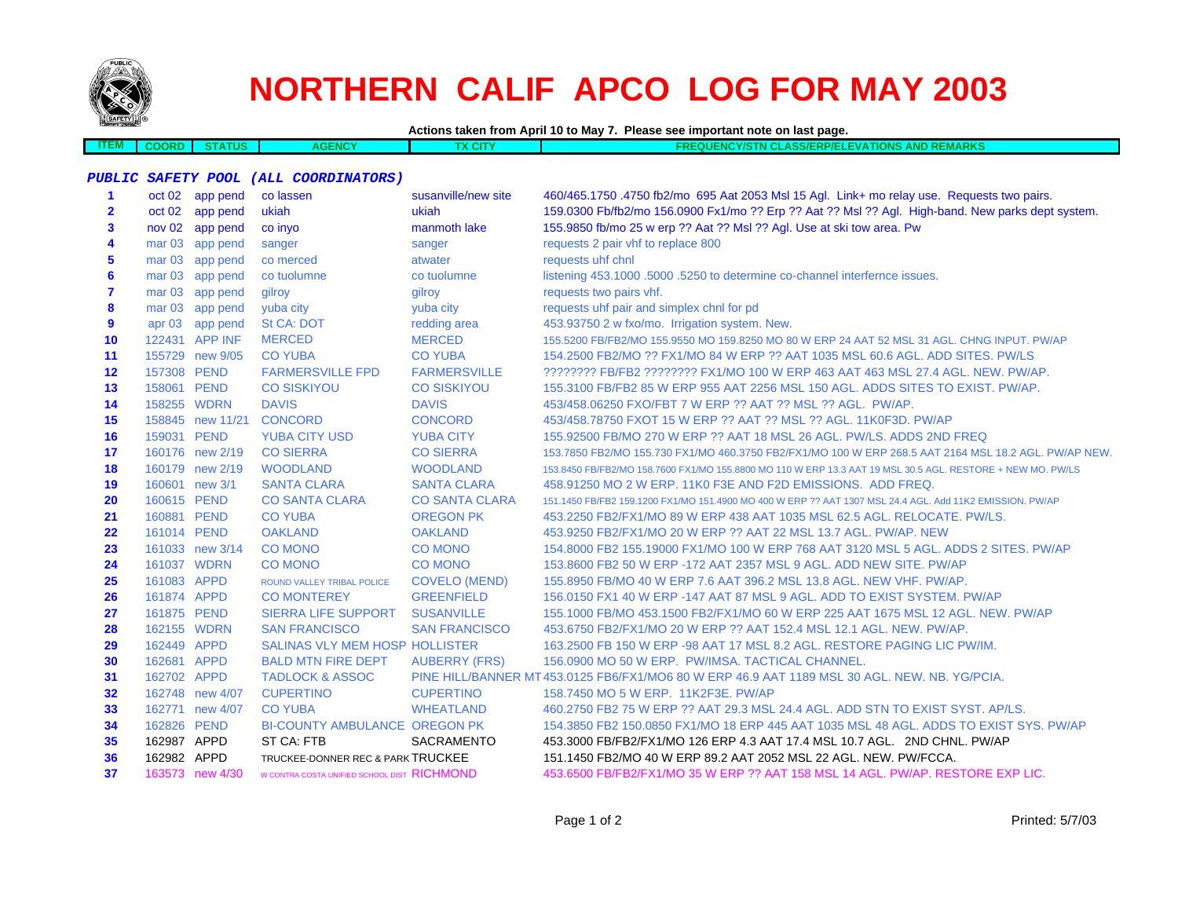# NORTHERN CALIF APCO LOG FOR MAY 2003

**Actions taken from April 10 to May 7. Please see important note on last page.**

| ITEM | COORD | STATUS | AGENCY | TX CITY | FREQUENCY/STN CLASS/ERP/ELEVATIONS AND REMARKS |
|---|---|---|---|---|---|
| | | | ***PUBLIC SAFETY POOL (ALL COORDINATORS)*** | | |
| **1** | oct 02 | app pend | co lassen | susanville/new site | 460/465.1750 .4750 fb2/mo 695 Aat 2053 Msl 15 Agl. Link+ mo relay use. Requests two pairs. |
| **2** | oct 02 | app pend | ukiah | ukiah | 159.0300 Fb/fb2/mo 156.0900 Fx1/mo ?? Erp ?? Aat ?? Msl ?? Agl. High-band. New parks dept system. |
| **3** | nov 02 | app pend | co inyo | manmoth lake | 155.9850 fb/mo 25 w erp ?? Aat ?? Msl ?? Agl. Use at ski tow area. Pw |
| **4** | mar 03 | app pend | sanger | sanger | requests 2 pair vhf to replace 800 |
| **5** | mar 03 | app pend | co merced | atwater | requests uhf chnl |
| **6** | mar 03 | app pend | co tuolumne | co tuolumne | listening 453.1000 .5000 .5250 to determine co-channel interfernce issues. |
| **7** | mar 03 | app pend | gilroy | gilroy | requests two pairs vhf. |
| **8** | mar 03 | app pend | yuba city | yuba city | requests uhf pair and simplex chnl for pd |
| **9** | apr 03 | app pend | St CA: DOT | redding area | 453.93750 2 w fxo/mo. Irrigation system. New. |
| **10** | 122431 | APP INF | MERCED | MERCED | 155.5200 FB/FB2/MO 155.9550 MO 159.8250 MO 80 W ERP 24 AAT 52 MSL 31 AGL. CHNG INPUT. PW/AP |
| **11** | 155729 | new 9/05 | CO YUBA | CO YUBA | 154.2500 FB2/MO ?? FX1/MO 84 W ERP ?? AAT 1035 MSL 60.6 AGL. ADD SITES. PW/LS |
| **12** | 157308 | PEND | FARMERSVILLE FPD | FARMERSVILLE | ???????? FB/FB2 ???????? FX1/MO 100 W ERP 463 AAT 463 MSL 27.4 AGL. NEW. PW/AP. |
| **13** | 158061 | PEND | CO SISKIYOU | CO SISKIYOU | 155.3100 FB/FB2 85 W ERP 955 AAT 2256 MSL 150 AGL. ADDS SITES TO EXIST. PW/AP. |
| **14** | 158255 | WDRN | DAVIS | DAVIS | 453/458.06250 FXO/FBT 7 W ERP ?? AAT ?? MSL ?? AGL. PW/AP. |
| **15** | 158845 | new 11/21 | CONCORD | CONCORD | 453/458.78750 FXOT 15 W ERP ?? AAT ?? MSL ?? AGL. 11K0F3D. PW/AP |
| **16** | 159031 | PEND | YUBA CITY USD | YUBA CITY | 155.92500 FB/MO 270 W ERP ?? AAT 18 MSL 26 AGL. PW/LS. ADDS 2ND FREQ |
| **17** | 160176 | new 2/19 | CO SIERRA | CO SIERRA | 153.7850 FB2/MO 155.730 FX1/MO 460.3750 FB2/FX1/MO 100 W ERP 268.5 AAT 2164 MSL 18.2 AGL. PW/AP NEW. |
| **18** | 160179 | new 2/19 | WOODLAND | WOODLAND | 153.8450 FB/FB2/MO 158.7600 FX1/MO 155.8800 MO 110 W ERP 13.3 AAT 19 MSL 30.5 AGL. RESTORE + NEW MO. PW/LS |
| **19** | 160601 | new 3/1 | SANTA CLARA | SANTA CLARA | 458.91250 MO 2 W ERP. 11K0 F3E AND F2D EMISSIONS. ADD FREQ. |
| **20** | 160615 | PEND | CO SANTA CLARA | CO SANTA CLARA | 151.1450 FB/FB2 159.1200 FX1/MO 151.4900 MO 400 W ERP ?? AAT 1307 MSL 24.4 AGL. Add 11K2 EMISSION. PW/AP |
| **21** | 160881 | PEND | CO YUBA | OREGON PK | 453.2250 FB2/FX1/MO 89 W ERP 438 AAT 1035 MSL 62.5 AGL. RELOCATE. PW/LS. |
| **22** | 161014 | PEND | OAKLAND | OAKLAND | 453.9250 FB2/FX1/MO 20 W ERP ?? AAT 22 MSL 13.7 AGL. PW/AP. NEW |
| **23** | 161033 | new 3/14 | CO MONO | CO MONO | 154.8000 FB2 155.19000 FX1/MO 100 W ERP 768 AAT 3120 MSL 5 AGL. ADDS 2 SITES. PW/AP |
| **24** | 161037 | WDRN | CO MONO | CO MONO | 153.8600 FB2 50 W ERP -172 AAT 2357 MSL 9 AGL. ADD NEW SITE. PW/AP |
| **25** | 161083 | APPD | ROUND VALLEY TRIBAL POLICE | COVELO (MEND) | 155.8950 FB/MO 40 W ERP 7.6 AAT 396.2 MSL 13.8 AGL. NEW VHF. PW/AP. |
| **26** | 161874 | APPD | CO MONTEREY | GREENFIELD | 156.0150 FX1 40 W ERP -147 AAT 87 MSL 9 AGL. ADD TO EXIST SYSTEM. PW/AP |
| **27** | 161875 | PEND | SIERRA LIFE SUPPORT | SUSANVILLE | 155.1000 FB/MO 453.1500 FB2/FX1/MO 60 W ERP 225 AAT 1675 MSL 12 AGL. NEW. PW/AP |
| **28** | 162155 | WDRN | SAN FRANCISCO | SAN FRANCISCO | 453.6750 FB2/FX1/MO 20 W ERP ?? AAT 152.4 MSL 12.1 AGL. NEW. PW/AP. |
| **29** | 162449 | APPD | SALINAS VLY MEM HOSP | HOLLISTER | 163.2500 FB 150 W ERP -98 AAT 17 MSL 8.2 AGL. RESTORE PAGING LIC PW/IM. |
| **30** | 162681 | APPD | BALD MTN FIRE DEPT | AUBERRY (FRS) | 156.0900 MO 50 W ERP. PW/IMSA. TACTICAL CHANNEL. |
| **31** | 162702 | APPD | TADLOCK & ASSOC | PINE HILL/BANNER MT | 453.0125 FB6/FX1/MO6 80 W ERP 46.9 AAT 1189 MSL 30 AGL. NEW. NB. YG/PCIA. |
| **32** | 162748 | new 4/07 | CUPERTINO | CUPERTINO | 158.7450 MO 5 W ERP. 11K2F3E. PW/AP |
| **33** | 162771 | new 4/07 | CO YUBA | WHEATLAND | 460.2750 FB2 75 W ERP ?? AAT 29.3 MSL 24.4 AGL. ADD STN TO EXIST SYST. AP/LS. |
| **34** | 162826 | PEND | BI-COUNTY AMBULANCE | OREGON PK | 154.3850 FB2 150.0850 FX1/MO 18 ERP 445 AAT 1035 MSL 48 AGL. ADDS TO EXIST SYS. PW/AP |
| **35** | 162987 | APPD | ST CA: FTB | SACRAMENTO | 453.3000 FB/FB2/FX1/MO 126 ERP 4.3 AAT 17.4 MSL 10.7 AGL. 2ND CHNL. PW/AP |
| **36** | 162982 | APPD | TRUCKEE-DONNER REC & PARK | TRUCKEE | 151.1450 FB2/MO 40 W ERP 89.2 AAT 2052 MSL 22 AGL. NEW. PW/FCCA. |
| **37** | 163573 | new 4/30 | W CONTRA COSTA UNIFIED SCHOOL DIST | RICHMOND | 453.6500 FB/FB2/FX1/MO 35 W ERP ?? AAT 158 MSL 14 AGL. PW/AP. RESTORE EXP LIC. |

Printed: 5/7/03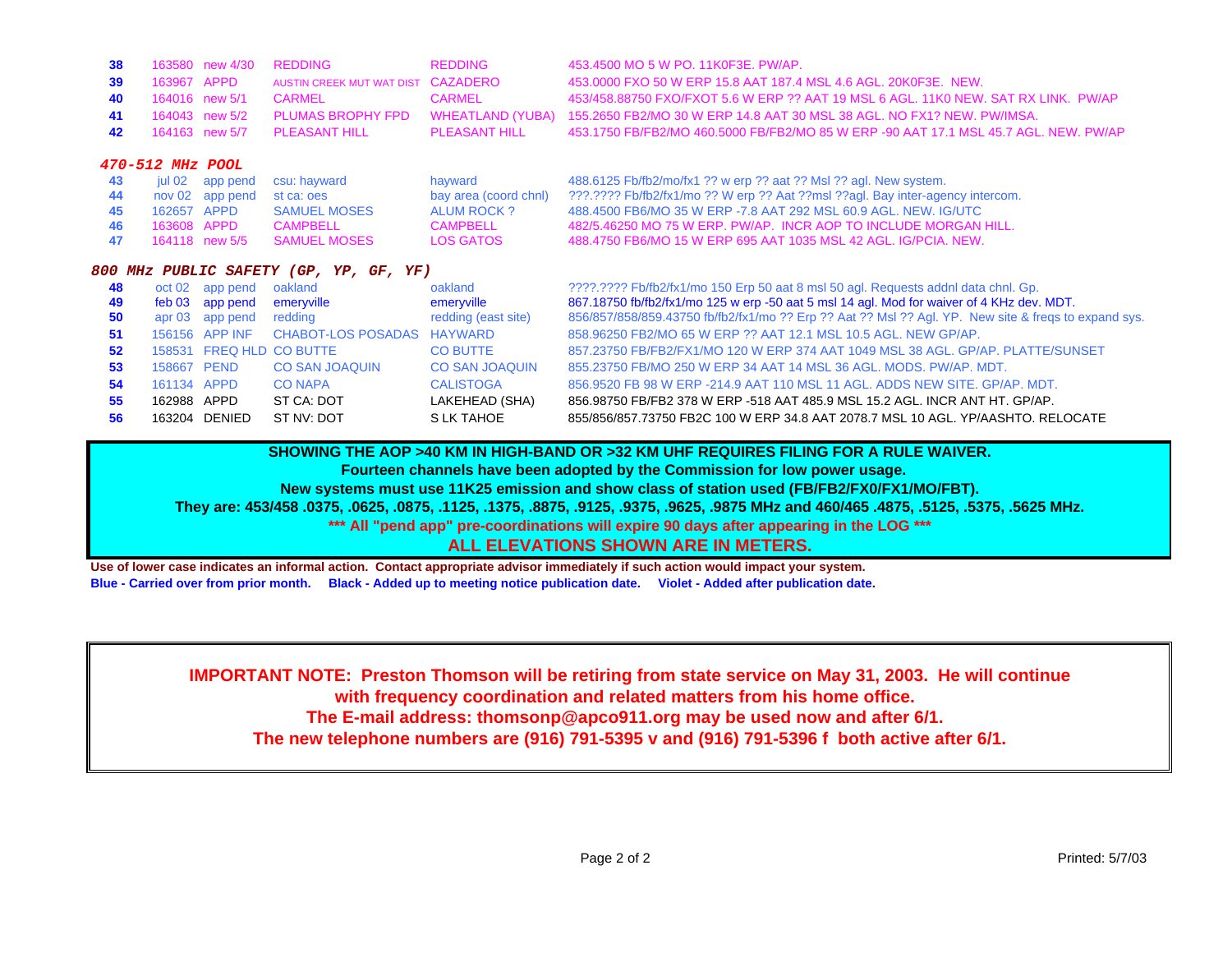| | | | | | |
|---|---|---|---|---|---|
| 38 | 163580 | new 4/30 | REDDING | REDDING | 453.4500 MO 5 W PO. 11K0F3E. PW/AP. |
| 39 | 163967 | APPD | AUSTIN CREEK MUT WAT DIST | CAZADERO | 453.0000 FXO 50 W ERP 15.8 AAT 187.4 MSL 4.6 AGL. 20K0F3E. NEW. |
| 40 | 164016 | new 5/1 | CARMEL | CARMEL | 453/458.88750 FXO/FXOT 5.6 W ERP ?? AAT 19 MSL 6 AGL. 11K0 NEW. SAT RX LINK. PW/AP |
| 41 | 164043 | new 5/2 | PLUMAS BROPHY FPD | WHEATLAND (YUBA) | 155.2650 FB2/MO 30 W ERP 14.8 AAT 30 MSL 38 AGL. NO FX1? NEW. PW/IMSA. |
| 42 | 164163 | new 5/7 | PLEASANT HILL | PLEASANT HILL | 453.1750 FB/FB2/MO 460.5000 FB/FB2/MO 85 W ERP -90 AAT 17.1 MSL 45.7 AGL. NEW. PW/AP |

### *470-512 MHz POOL*

| | | | | | |
|---|---|---|---|---|---|
| 43 | jul 02 | app pend | csu: hayward | hayward | 488.6125 Fb/fb2/mo/fx1 ?? w erp ?? aat ?? Msl ?? agl. New system. |
| 44 | nov 02 | app pend | st ca: oes | bay area (coord chnl) | ???.???? Fb/fb2/fx1/mo ?? W erp ?? Aat ??msl ??agl. Bay inter-agency intercom. |
| 45 | 162657 | APPD | SAMUEL MOSES | ALUM ROCK ? | 488.4500 FB6/MO 35 W ERP -7.8 AAT 292 MSL 60.9 AGL. NEW. IG/UTC |
| 46 | 163608 | APPD | CAMPBELL | CAMPBELL | 482/5.46250 MO 75 W ERP. PW/AP. INCR AOP TO INCLUDE MORGAN HILL. |
| 47 | 164118 | new 5/5 | SAMUEL MOSES | LOS GATOS | 488.4750 FB6/MO 15 W ERP 695 AAT 1035 MSL 42 AGL. IG/PCIA. NEW. |

### *800 MHz PUBLIC SAFETY (GP, YP, GF, YF)*

| | | | | | |
|---|---|---|---|---|---|
| 48 | oct 02 | app pend | oakland | oakland | ????.???? Fb/fb2/fx1/mo 150 Erp 50 aat 8 msl 50 agl. Requests addnl data chnl. Gp. |
| 49 | feb 03 | app pend | emeryville | emeryville | 867.18750 fb/fb2/fx1/mo 125 w erp -50 aat 5 msl 14 agl. Mod for waiver of 4 KHz dev. MDT. |
| 50 | apr 03 | app pend | redding | redding (east site) | 856/857/858/859.43750 fb/fb2/fx1/mo ?? Erp ?? Aat ?? Msl ?? Agl. YP. New site & freqs to expand sys. |
| 51 | 156156 | APP INF | CHABOT-LOS POSADAS | HAYWARD | 858.96250 FB2/MO 65 W ERP ?? AAT 12.1 MSL 10.5 AGL. NEW GP/AP. |
| 52 | 158531 | FREQ HLD | CO BUTTE | CO BUTTE | 857.23750 FB/FB2/FX1/MO 120 W ERP 374 AAT 1049 MSL 38 AGL. GP/AP. PLATTE/SUNSET |
| 53 | 158667 | PEND | CO SAN JOAQUIN | CO SAN JOAQUIN | 855.23750 FB/MO 250 W ERP 34 AAT 14 MSL 36 AGL. MODS. PW/AP. MDT. |
| 54 | 161134 | APPD | CO NAPA | CALISTOGA | 856.9520 FB 98 W ERP -214.9 AAT 110 MSL 11 AGL. ADDS NEW SITE. GP/AP. MDT. |
| 55 | 162988 | APPD | ST CA: DOT | LAKEHEAD (SHA) | 856.98750 FB/FB2 378 W ERP -518 AAT 485.9 MSL 15.2 AGL. INCR ANT HT. GP/AP. |
| 56 | 163204 | DENIED | ST NV: DOT | S LK TAHOE | 855/856/857.73750 FB2C 100 W ERP 34.8 AAT 2078.7 MSL 10 AGL. YP/AASHTO. RELOCATE |

**SHOWING THE AOP >40 KM IN HIGH-BAND OR >32 KM UHF REQUIRES FILING FOR A RULE WAIVER.**
**Fourteen channels have been adopted by the Commission for low power usage.**
**New systems must use 11K25 emission and show class of station used (FB/FB2/FX0/FX1/MO/FBT).**
**They are: 453/458 .0375, .0625, .0875, .1125, .1375, .8875, .9125, .9375, .9625, .9875 MHz and 460/465 .4875, .5125, .5375, .5625 MHz.**
**\*\*\* All "pend app" pre-coordinations will expire 90 days after appearing in the LOG \*\*\***
**ALL ELEVATIONS SHOWN ARE IN METERS.**

**Use of lower case indicates an informal action. Contact appropriate advisor immediately if such action would impact your system.**
**Blue - Carried over from prior month. Black - Added up to meeting notice publication date. Violet - Added after publication date.**

**IMPORTANT NOTE: Preston Thomson will be retiring from state service on May 31, 2003. He will continue with frequency coordination and related matters from his home office.**
**The E-mail address: thomsonp@apco911.org may be used now and after 6/1.**
**The new telephone numbers are (916) 791-5395 v and (916) 791-5396 f both active after 6/1.**

Printed: 5/7/03